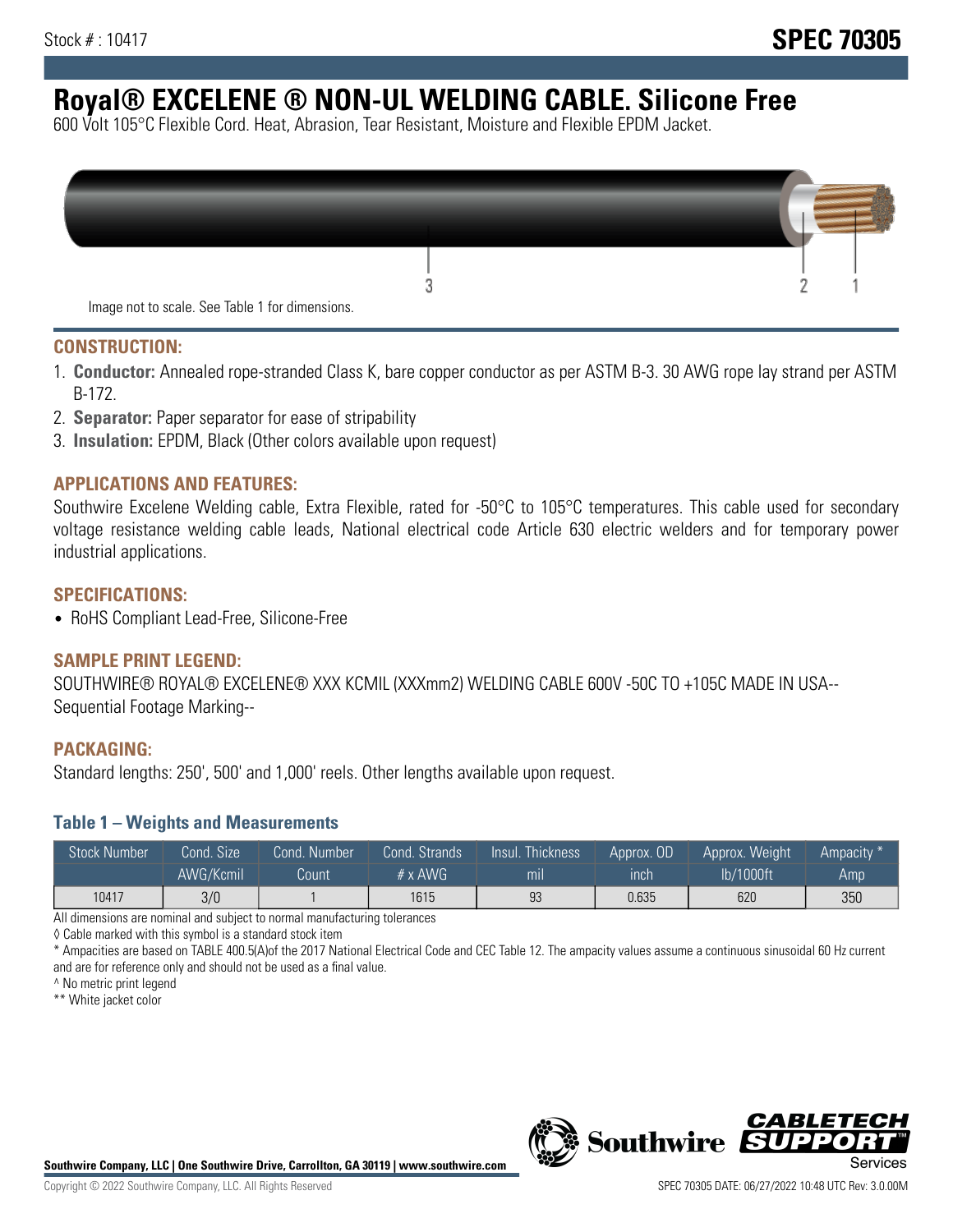Stock # : 10417

# SPEC 70305

# Royal® EXCELENE ® NON-UL WELDING CABLE. Silicone Free

600 Volt 105°C Flexible Cord. Heat, Abrasion, Tear Resistant, Moisture and Flexible EPDM Jacket.

3 2 1

Image not to scale. See Table 1 for dimensions.

## CONSTRUCTION:

1. **Conductor:** Annealed rope-stranded Class K, bare copper conductor as per ASTM B-3. 30 AWG rope lay strand per ASTM B-172.
2. **Separator:** Paper separator for ease of stripability
3. **Insulation:** EPDM, Black (Other colors available upon request)

## APPLICATIONS AND FEATURES:

Southwire Excelene Welding cable, Extra Flexible, rated for -50°C to 105°C temperatures. This cable used for secondary voltage resistance welding cable leads, National electrical code Article 630 electric welders and for temporary power industrial applications.

## SPECIFICATIONS:

- RoHS Compliant Lead-Free, Silicone-Free

## SAMPLE PRINT LEGEND:

SOUTHWIRE® ROYAL® EXCELENE® XXX KCMIL (XXXmm2) WELDING CABLE 600V -50C TO +105C MADE IN USA-- Sequential Footage Marking--

## PACKAGING:

Standard lengths: 250', 500' and 1,000' reels. Other lengths available upon request.

### Table 1 – Weights and Measurements

| Stock Number | Cond. Size AWG/Kcmil | Cond. Number Count | Cond. Strands # x AWG | Insul. Thickness mil | Approx. OD inch | Approx. Weight lb/1000ft | Ampacity * Amp |
|---|---|---|---|---|---|---|---|
| 10417 | 3/0 | 1 | 1615 | 93 | 0.635 | 620 | 350 |

All dimensions are nominal and subject to normal manufacturing tolerances

◊ Cable marked with this symbol is a standard stock item

* Ampacities are based on TABLE 400.5(A)of the 2017 National Electrical Code and CEC Table 12. The ampacity values assume a continuous sinusoidal 60 Hz current and are for reference only and should not be used as a final value.

^ No metric print legend

** White jacket color

Southwire Company, LLC | One Southwire Drive, Carrollton, GA 30119 | www.southwire.com

Copyright © 2022 Southwire Company, LLC. All Rights Reserved

SPEC 70305 DATE: 06/27/2022 10:48 UTC Rev: 3.0.00M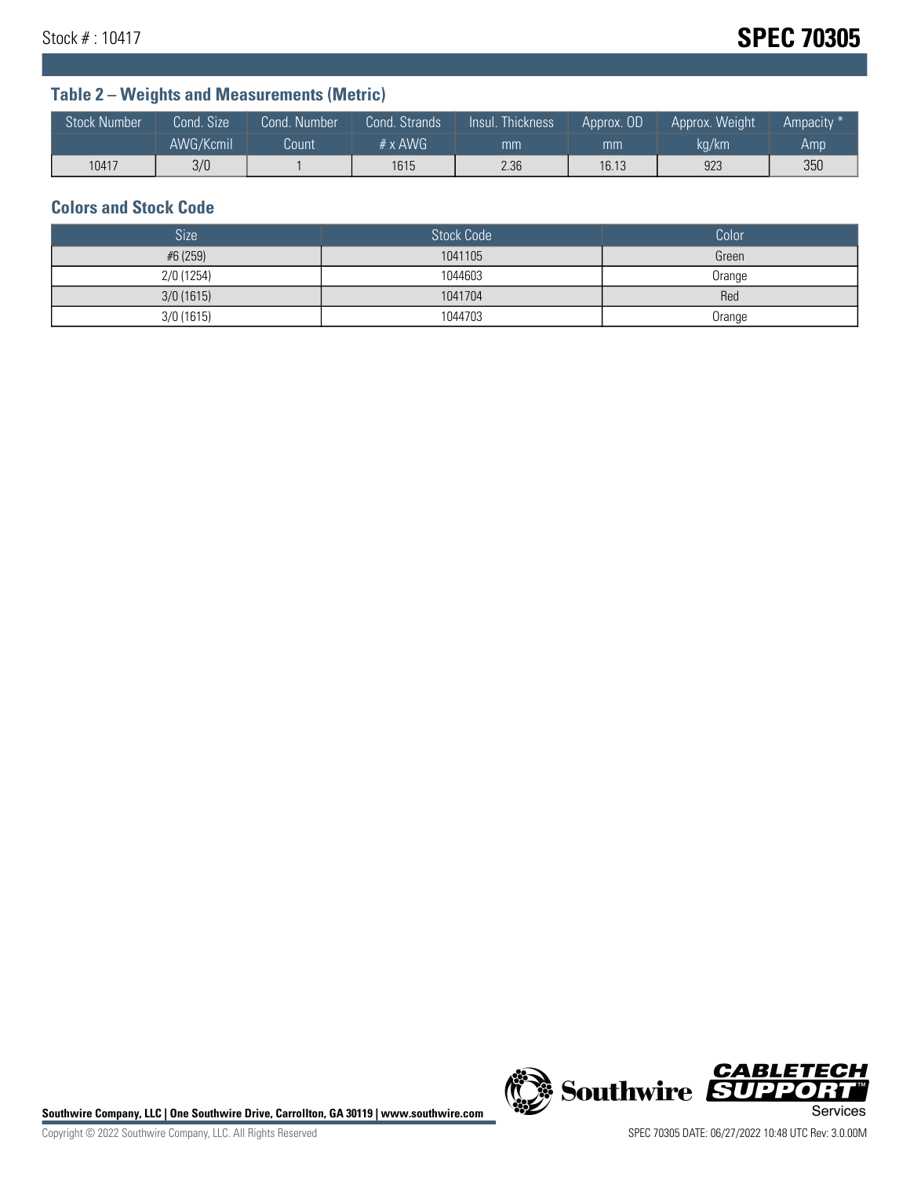### Table 2 – Weights and Measurements (Metric)

| Stock Number | Cond. Size | Cond. Number | Cond. Strands | Insul. Thickness | Approx. OD | Approx. Weight | Ampacity * |
|---|---|---|---|---|---|---|---|
| | AWG/Kcmil | Count | # x AWG | mm | mm | kg/km | Amp |
| 10417 | 3/0 | 1 | 1615 | 2.36 | 16.13 | 923 | 350 |

### Colors and Stock Code

| Size | Stock Code | Color |
|---|---|---|
| #6 (259) | 1041105 | Green |
| 2/0 (1254) | 1044603 | Orange |
| 3/0 (1615) | 1041704 | Red |
| 3/0 (1615) | 1044703 | Orange |